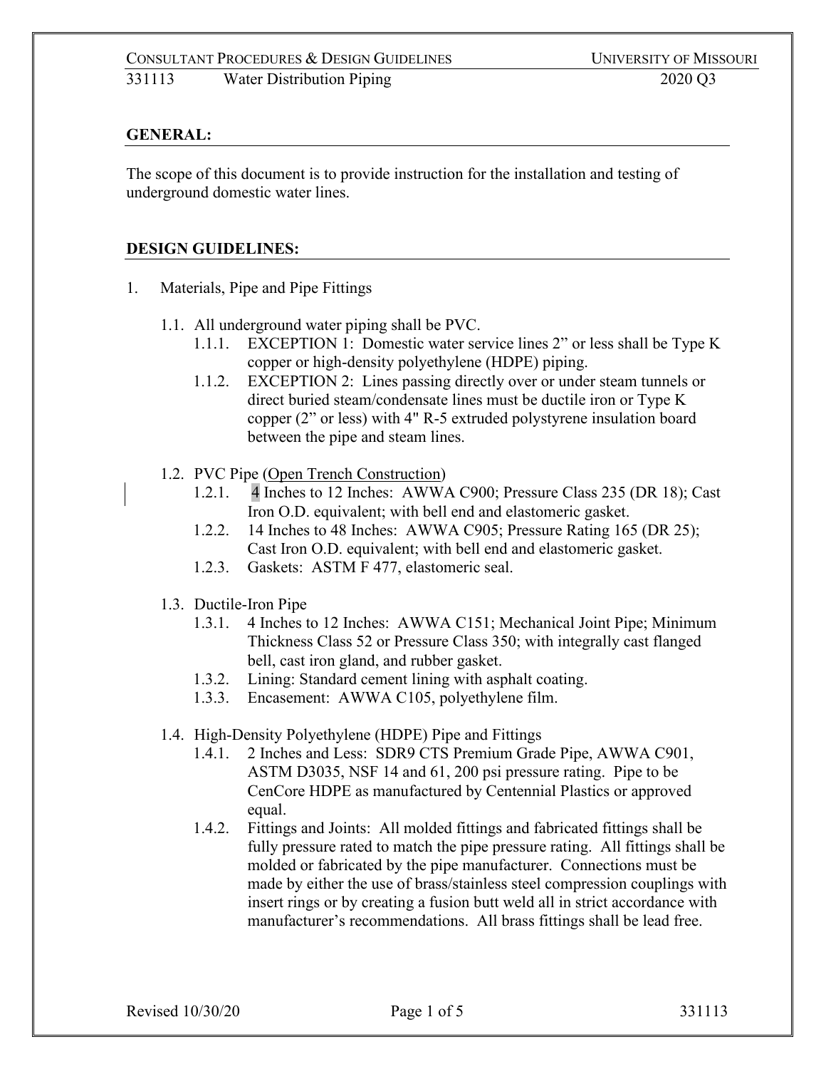## GENERAL:

The scope of this document is to provide instruction for the installation and testing of underground domestic water lines.

## DESIGN GUIDELINES:

1. Materials, Pipe and Pipe Fittings

   1.1. All underground water piping shall be PVC.

      1.1.1. EXCEPTION 1: Domestic water service lines 2" or less shall be Type K copper or high-density polyethylene (HDPE) piping.

      1.1.2. EXCEPTION 2: Lines passing directly over or under steam tunnels or direct buried steam/condensate lines must be ductile iron or Type K copper (2" or less) with 4" R-5 extruded polystyrene insulation board between the pipe and steam lines.

   1.2. PVC Pipe (Open Trench Construction)

      1.2.1. 4 Inches to 12 Inches: AWWA C900; Pressure Class 235 (DR 18); Cast Iron O.D. equivalent; with bell end and elastomeric gasket.

      1.2.2. 14 Inches to 48 Inches: AWWA C905; Pressure Rating 165 (DR 25); Cast Iron O.D. equivalent; with bell end and elastomeric gasket.

      1.2.3. Gaskets: ASTM F 477, elastomeric seal.

   1.3. Ductile-Iron Pipe

      1.3.1. 4 Inches to 12 Inches: AWWA C151; Mechanical Joint Pipe; Minimum Thickness Class 52 or Pressure Class 350; with integrally cast flanged bell, cast iron gland, and rubber gasket.

      1.3.2. Lining: Standard cement lining with asphalt coating.

      1.3.3. Encasement: AWWA C105, polyethylene film.

   1.4. High-Density Polyethylene (HDPE) Pipe and Fittings

      1.4.1. 2 Inches and Less: SDR9 CTS Premium Grade Pipe, AWWA C901, ASTM D3035, NSF 14 and 61, 200 psi pressure rating. Pipe to be CenCore HDPE as manufactured by Centennial Plastics or approved equal.

      1.4.2. Fittings and Joints: All molded fittings and fabricated fittings shall be fully pressure rated to match the pipe pressure rating. All fittings shall be molded or fabricated by the pipe manufacturer. Connections must be made by either the use of brass/stainless steel compression couplings with insert rings or by creating a fusion butt weld all in strict accordance with manufacturer's recommendations. All brass fittings shall be lead free.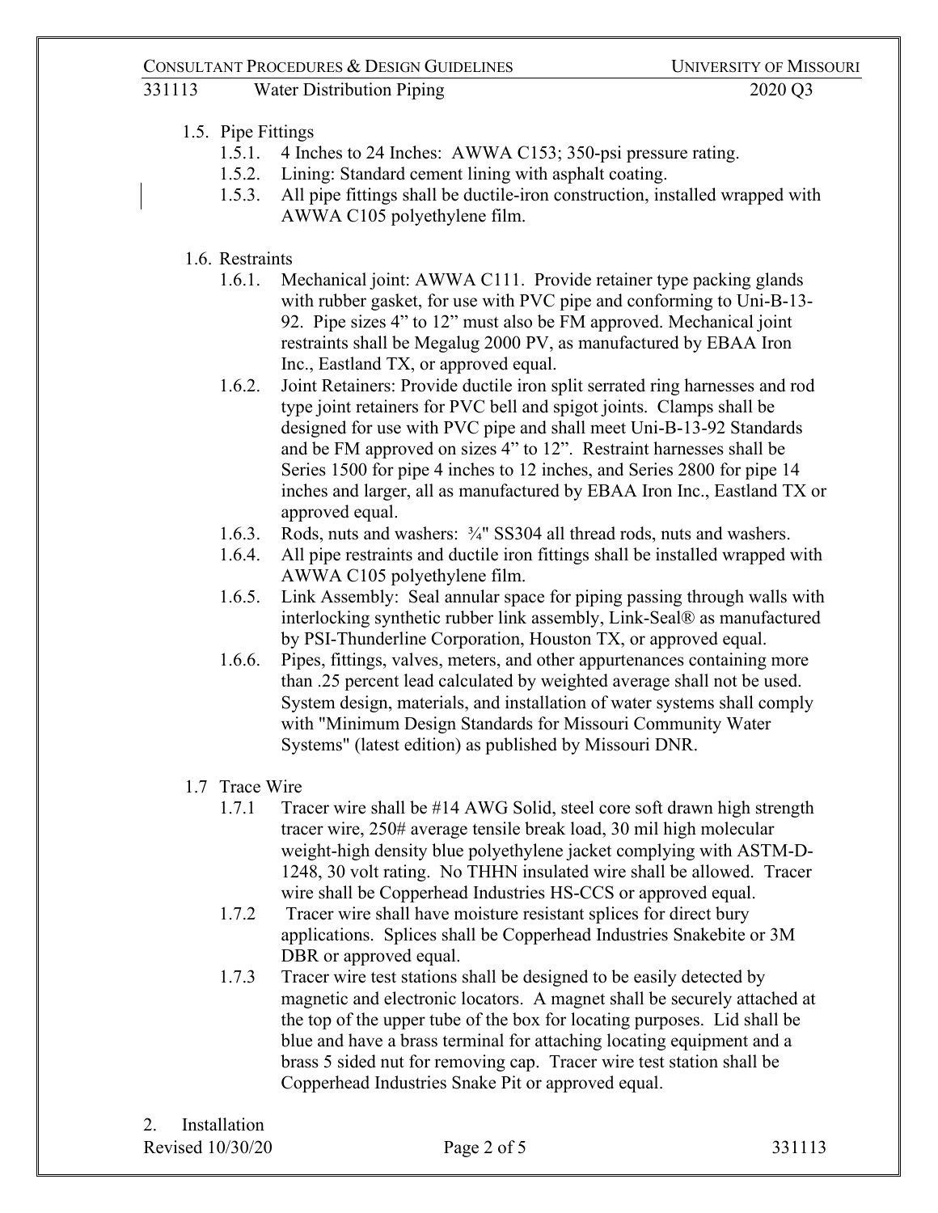1.5. Pipe Fittings

- 1.5.1. 4 Inches to 24 Inches: AWWA C153; 350-psi pressure rating.
- 1.5.2. Lining: Standard cement lining with asphalt coating.
- 1.5.3. All pipe fittings shall be ductile-iron construction, installed wrapped with AWWA C105 polyethylene film.

1.6. Restraints

- 1.6.1. Mechanical joint: AWWA C111. Provide retainer type packing glands with rubber gasket, for use with PVC pipe and conforming to Uni-B-13-92. Pipe sizes 4" to 12" must also be FM approved. Mechanical joint restraints shall be Megalug 2000 PV, as manufactured by EBAA Iron Inc., Eastland TX, or approved equal.
- 1.6.2. Joint Retainers: Provide ductile iron split serrated ring harnesses and rod type joint retainers for PVC bell and spigot joints. Clamps shall be designed for use with PVC pipe and shall meet Uni-B-13-92 Standards and be FM approved on sizes 4" to 12". Restraint harnesses shall be Series 1500 for pipe 4 inches to 12 inches, and Series 2800 for pipe 14 inches and larger, all as manufactured by EBAA Iron Inc., Eastland TX or approved equal.
- 1.6.3. Rods, nuts and washers: ¾" SS304 all thread rods, nuts and washers.
- 1.6.4. All pipe restraints and ductile iron fittings shall be installed wrapped with AWWA C105 polyethylene film.
- 1.6.5. Link Assembly: Seal annular space for piping passing through walls with interlocking synthetic rubber link assembly, Link-Seal® as manufactured by PSI-Thunderline Corporation, Houston TX, or approved equal.
- 1.6.6. Pipes, fittings, valves, meters, and other appurtenances containing more than .25 percent lead calculated by weighted average shall not be used. System design, materials, and installation of water systems shall comply with "Minimum Design Standards for Missouri Community Water Systems" (latest edition) as published by Missouri DNR.

1.7 Trace Wire

- 1.7.1 Tracer wire shall be #14 AWG Solid, steel core soft drawn high strength tracer wire, 250# average tensile break load, 30 mil high molecular weight-high density blue polyethylene jacket complying with ASTM-D-1248, 30 volt rating. No THHN insulated wire shall be allowed. Tracer wire shall be Copperhead Industries HS-CCS or approved equal.
- 1.7.2 Tracer wire shall have moisture resistant splices for direct bury applications. Splices shall be Copperhead Industries Snakebite or 3M DBR or approved equal.
- 1.7.3 Tracer wire test stations shall be designed to be easily detected by magnetic and electronic locators. A magnet shall be securely attached at the top of the upper tube of the box for locating purposes. Lid shall be blue and have a brass terminal for attaching locating equipment and a brass 5 sided nut for removing cap. Tracer wire test station shall be Copperhead Industries Snake Pit or approved equal.

2. Installation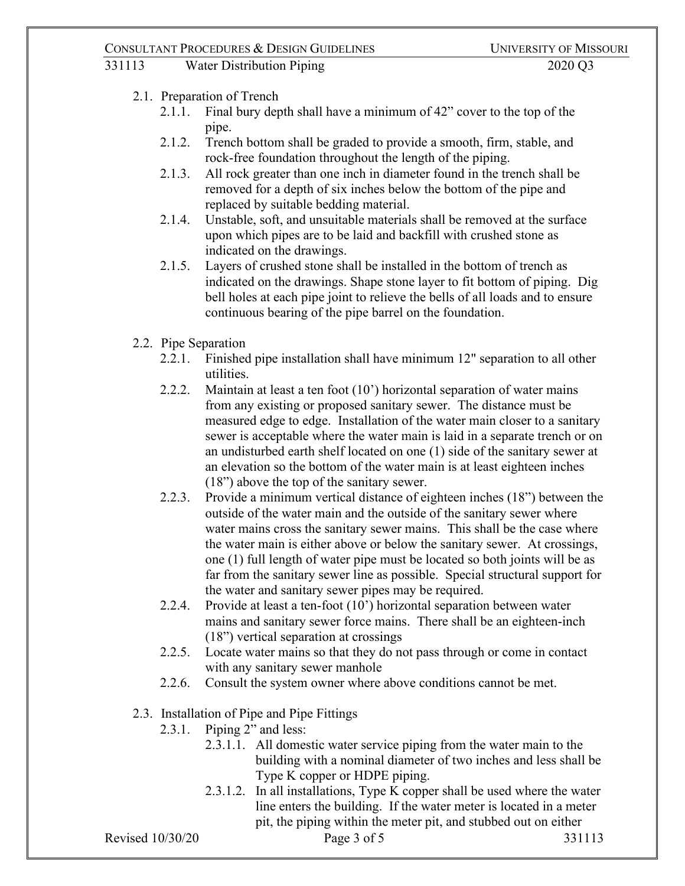- 2.1. Preparation of Trench
  - 2.1.1. Final bury depth shall have a minimum of 42" cover to the top of the pipe.
  - 2.1.2. Trench bottom shall be graded to provide a smooth, firm, stable, and rock-free foundation throughout the length of the piping.
  - 2.1.3. All rock greater than one inch in diameter found in the trench shall be removed for a depth of six inches below the bottom of the pipe and replaced by suitable bedding material.
  - 2.1.4. Unstable, soft, and unsuitable materials shall be removed at the surface upon which pipes are to be laid and backfill with crushed stone as indicated on the drawings.
  - 2.1.5. Layers of crushed stone shall be installed in the bottom of trench as indicated on the drawings. Shape stone layer to fit bottom of piping. Dig bell holes at each pipe joint to relieve the bells of all loads and to ensure continuous bearing of the pipe barrel on the foundation.

- 2.2. Pipe Separation
  - 2.2.1. Finished pipe installation shall have minimum 12" separation to all other utilities.
  - 2.2.2. Maintain at least a ten foot (10') horizontal separation of water mains from any existing or proposed sanitary sewer. The distance must be measured edge to edge. Installation of the water main closer to a sanitary sewer is acceptable where the water main is laid in a separate trench or on an undisturbed earth shelf located on one (1) side of the sanitary sewer at an elevation so the bottom of the water main is at least eighteen inches (18") above the top of the sanitary sewer.
  - 2.2.3. Provide a minimum vertical distance of eighteen inches (18") between the outside of the water main and the outside of the sanitary sewer where water mains cross the sanitary sewer mains. This shall be the case where the water main is either above or below the sanitary sewer. At crossings, one (1) full length of water pipe must be located so both joints will be as far from the sanitary sewer line as possible. Special structural support for the water and sanitary sewer pipes may be required.
  - 2.2.4. Provide at least a ten-foot (10') horizontal separation between water mains and sanitary sewer force mains. There shall be an eighteen-inch (18") vertical separation at crossings
  - 2.2.5. Locate water mains so that they do not pass through or come in contact with any sanitary sewer manhole
  - 2.2.6. Consult the system owner where above conditions cannot be met.

- 2.3. Installation of Pipe and Pipe Fittings
  - 2.3.1. Piping 2" and less:
    - 2.3.1.1. All domestic water service piping from the water main to the building with a nominal diameter of two inches and less shall be Type K copper or HDPE piping.
    - 2.3.1.2. In all installations, Type K copper shall be used where the water line enters the building. If the water meter is located in a meter pit, the piping within the meter pit, and stubbed out on either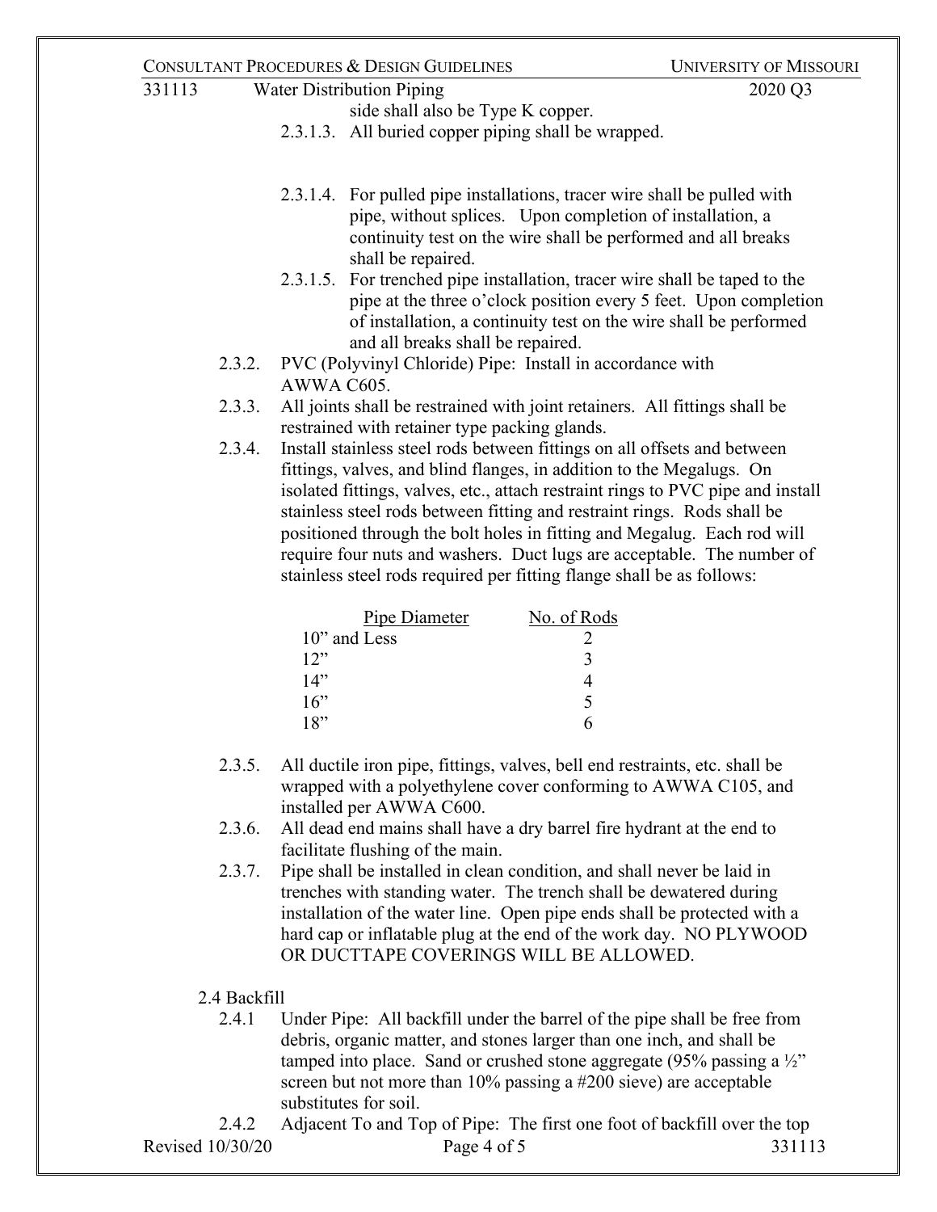side shall also be Type K copper.

2.3.1.3. All buried copper piping shall be wrapped.

2.3.1.4. For pulled pipe installations, tracer wire shall be pulled with pipe, without splices. Upon completion of installation, a continuity test on the wire shall be performed and all breaks shall be repaired.

2.3.1.5. For trenched pipe installation, tracer wire shall be taped to the pipe at the three o'clock position every 5 feet. Upon completion of installation, a continuity test on the wire shall be performed and all breaks shall be repaired.

2.3.2. PVC (Polyvinyl Chloride) Pipe: Install in accordance with AWWA C605.

2.3.3. All joints shall be restrained with joint retainers. All fittings shall be restrained with retainer type packing glands.

2.3.4. Install stainless steel rods between fittings on all offsets and between fittings, valves, and blind flanges, in addition to the Megalugs. On isolated fittings, valves, etc., attach restraint rings to PVC pipe and install stainless steel rods between fitting and restraint rings. Rods shall be positioned through the bolt holes in fitting and Megalug. Each rod will require four nuts and washers. Duct lugs are acceptable. The number of stainless steel rods required per fitting flange shall be as follows:

| Pipe Diameter | No. of Rods |
|---|---|
| 10" and Less | 2 |
| 12" | 3 |
| 14" | 4 |
| 16" | 5 |
| 18" | 6 |

2.3.5. All ductile iron pipe, fittings, valves, bell end restraints, etc. shall be wrapped with a polyethylene cover conforming to AWWA C105, and installed per AWWA C600.

2.3.6. All dead end mains shall have a dry barrel fire hydrant at the end to facilitate flushing of the main.

2.3.7. Pipe shall be installed in clean condition, and shall never be laid in trenches with standing water. The trench shall be dewatered during installation of the water line. Open pipe ends shall be protected with a hard cap or inflatable plug at the end of the work day. NO PLYWOOD OR DUCTTAPE COVERINGS WILL BE ALLOWED.

2.4 Backfill

2.4.1 Under Pipe: All backfill under the barrel of the pipe shall be free from debris, organic matter, and stones larger than one inch, and shall be tamped into place. Sand or crushed stone aggregate (95% passing a ½" screen but not more than 10% passing a #200 sieve) are acceptable substitutes for soil.

2.4.2 Adjacent To and Top of Pipe: The first one foot of backfill over the top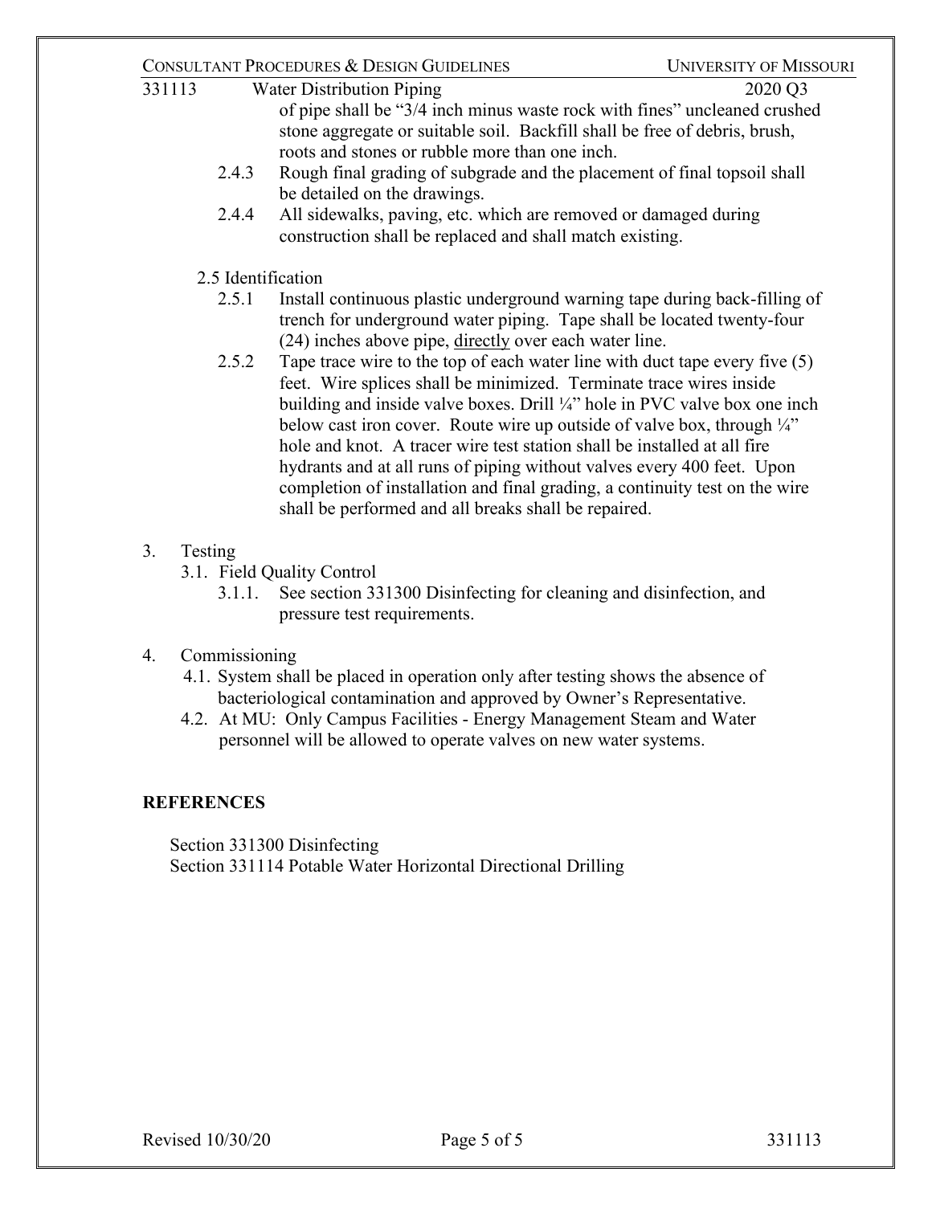of pipe shall be "3/4 inch minus waste rock with fines" uncleaned crushed stone aggregate or suitable soil. Backfill shall be free of debris, brush, roots and stones or rubble more than one inch.

2.4.3 Rough final grading of subgrade and the placement of final topsoil shall be detailed on the drawings.

2.4.4 All sidewalks, paving, etc. which are removed or damaged during construction shall be replaced and shall match existing.

2.5 Identification

2.5.1 Install continuous plastic underground warning tape during back-filling of trench for underground water piping. Tape shall be located twenty-four (24) inches above pipe, directly over each water line.

2.5.2 Tape trace wire to the top of each water line with duct tape every five (5) feet. Wire splices shall be minimized. Terminate trace wires inside building and inside valve boxes. Drill ¼" hole in PVC valve box one inch below cast iron cover. Route wire up outside of valve box, through ¼" hole and knot. A tracer wire test station shall be installed at all fire hydrants and at all runs of piping without valves every 400 feet. Upon completion of installation and final grading, a continuity test on the wire shall be performed and all breaks shall be repaired.

3. Testing

3.1. Field Quality Control

3.1.1. See section 331300 Disinfecting for cleaning and disinfection, and pressure test requirements.

4. Commissioning

4.1. System shall be placed in operation only after testing shows the absence of bacteriological contamination and approved by Owner's Representative.

4.2. At MU: Only Campus Facilities - Energy Management Steam and Water personnel will be allowed to operate valves on new water systems.

**REFERENCES**

Section 331300 Disinfecting
Section 331114 Potable Water Horizontal Directional Drilling